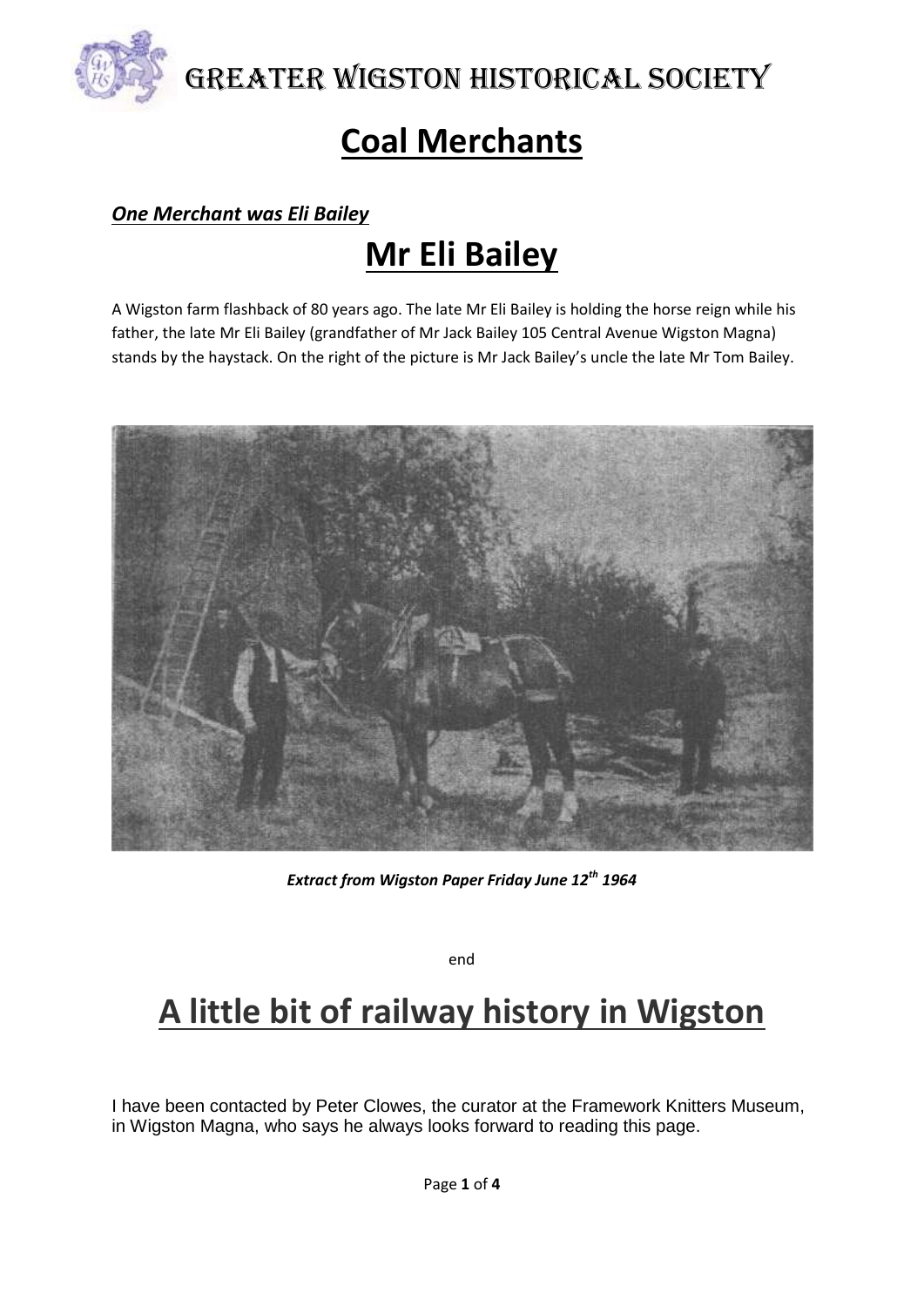# Coal Merchants

***One Merchant was Eli Bailey***

## Mr Eli Bailey

A Wigston farm flashback of 80 years ago. The late Mr Eli Bailey is holding the horse reign while his father, the late Mr Eli Bailey (grandfather of Mr Jack Bailey 105 Central Avenue Wigston Magna) stands by the haystack. On the right of the picture is Mr Jack Bailey's uncle the late Mr Tom Bailey.

***Extract from Wigston Paper Friday June 12th 1964***

end

# A little bit of railway history in Wigston

I have been contacted by Peter Clowes, the curator at the Framework Knitters Museum, in Wigston Magna, who says he always looks forward to reading this page.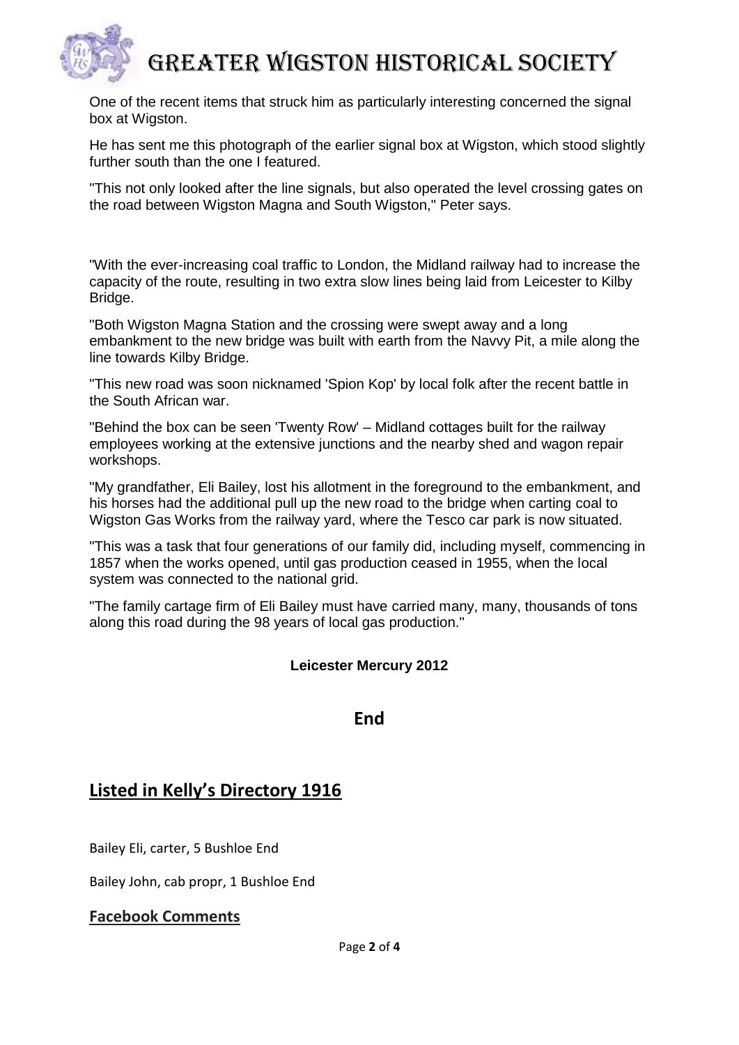One of the recent items that struck him as particularly interesting concerned the signal box at Wigston.

He has sent me this photograph of the earlier signal box at Wigston, which stood slightly further south than the one I featured.

"This not only looked after the line signals, but also operated the level crossing gates on the road between Wigston Magna and South Wigston," Peter says.

"With the ever-increasing coal traffic to London, the Midland railway had to increase the capacity of the route, resulting in two extra slow lines being laid from Leicester to Kilby Bridge.

"Both Wigston Magna Station and the crossing were swept away and a long embankment to the new bridge was built with earth from the Navvy Pit, a mile along the line towards Kilby Bridge.

"This new road was soon nicknamed 'Spion Kop' by local folk after the recent battle in the South African war.

"Behind the box can be seen 'Twenty Row' – Midland cottages built for the railway employees working at the extensive junctions and the nearby shed and wagon repair workshops.

"My grandfather, Eli Bailey, lost his allotment in the foreground to the embankment, and his horses had the additional pull up the new road to the bridge when carting coal to Wigston Gas Works from the railway yard, where the Tesco car park is now situated.

"This was a task that four generations of our family did, including myself, commencing in 1857 when the works opened, until gas production ceased in 1955, when the local system was connected to the national grid.

"The family cartage firm of Eli Bailey must have carried many, many, thousands of tons along this road during the 98 years of local gas production."

**Leicester Mercury 2012**

**End**

## Listed in Kelly's Directory 1916

Bailey Eli, carter, 5 Bushloe End

Bailey John, cab propr, 1 Bushloe End

### Facebook Comments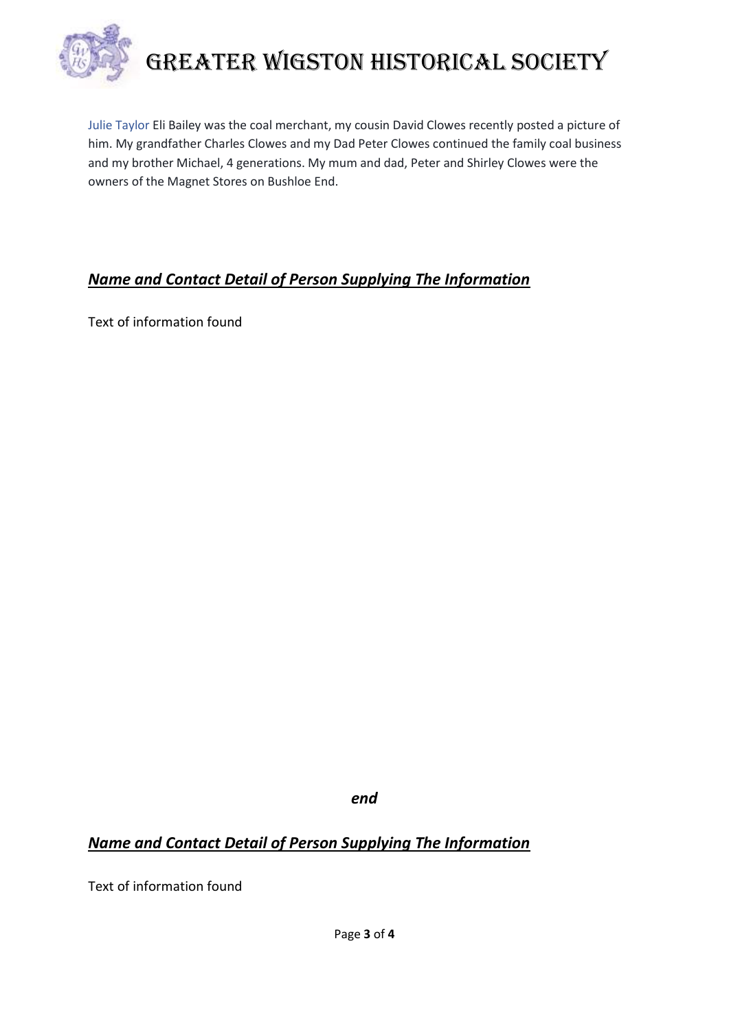Julie Taylor Eli Bailey was the coal merchant, my cousin David Clowes recently posted a picture of him. My grandfather Charles Clowes and my Dad Peter Clowes continued the family coal business and my brother Michael, 4 generations. My mum and dad, Peter and Shirley Clowes were the owners of the Magnet Stores on Bushloe End.

## ***Name and Contact Detail of Person Supplying The Information***

Text of information found

***end***

## ***Name and Contact Detail of Person Supplying The Information***

Text of information found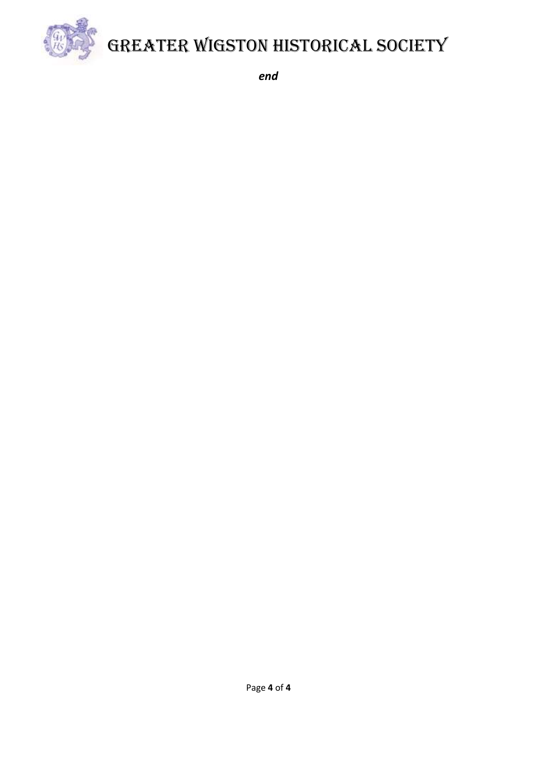***end***